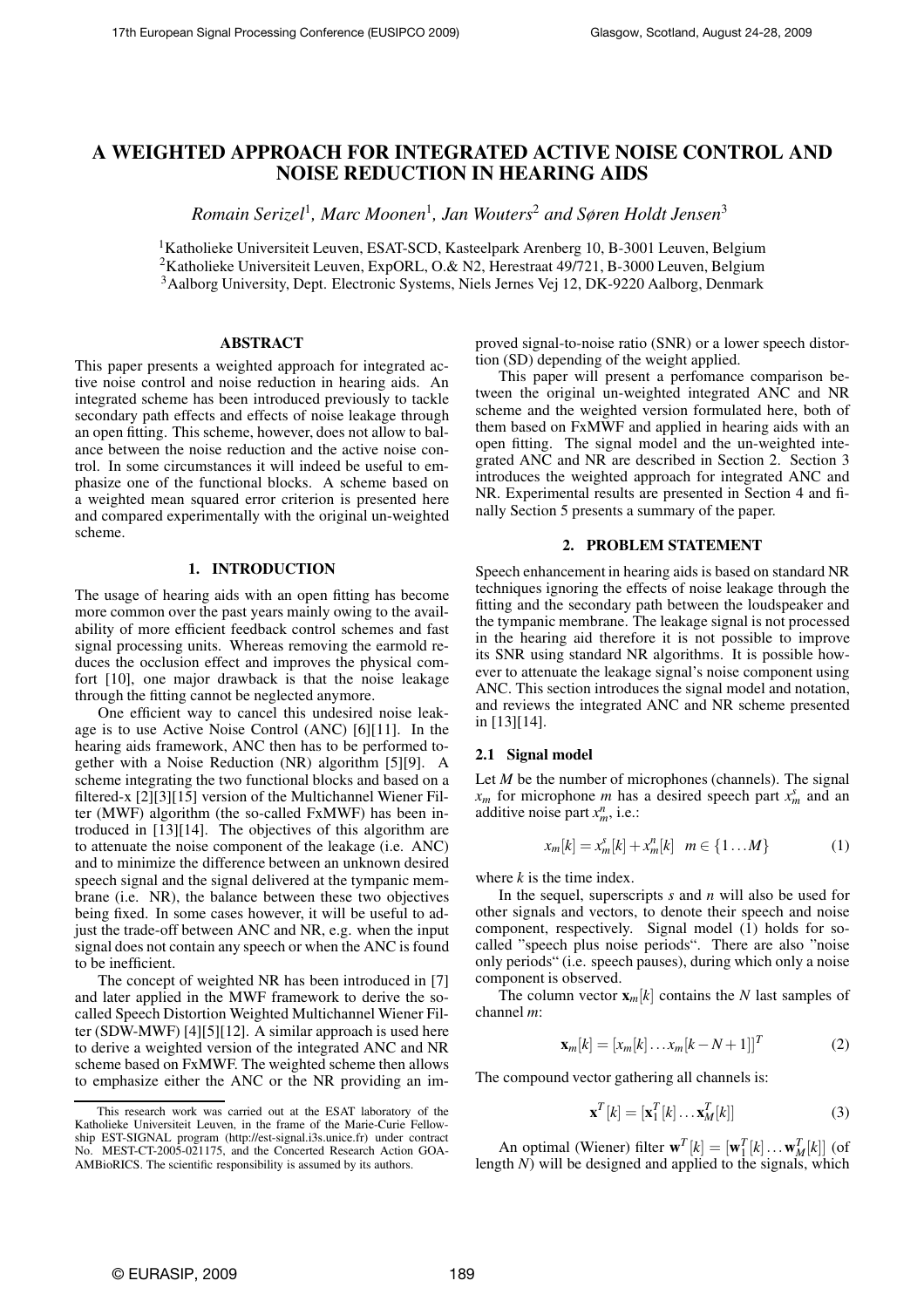# A WEIGHTED APPROACH FOR INTEGRATED ACTIVE NOISE CONTROL AND NOISE REDUCTION IN HEARING AIDS

*Romain Serizel*[1], *Marc Moonen*[1], *Jan Wouters*[2] *and Søren Holdt Jensen*[3]

[1]Katholieke Universiteit Leuven, ESAT-SCD, Kasteelpark Arenberg 10, B-3001 Leuven, Belgium
[2]Katholieke Universiteit Leuven, ExpORL, O.& N2, Herestraat 49/721, B-3000 Leuven, Belgium
[3]Aalborg University, Dept. Electronic Systems, Niels Jernes Vej 12, DK-9220 Aalborg, Denmark

## ABSTRACT

This paper presents a weighted approach for integrated active noise control and noise reduction in hearing aids. An integrated scheme has been introduced previously to tackle secondary path effects and effects of noise leakage through an open fitting. This scheme, however, does not allow to balance between the noise reduction and the active noise control. In some circumstances it will indeed be useful to emphasize one of the functional blocks. A scheme based on a weighted mean squared error criterion is presented here and compared experimentally with the original un-weighted scheme.

## 1. INTRODUCTION

The usage of hearing aids with an open fitting has become more common over the past years mainly owing to the availability of more efficient feedback control schemes and fast signal processing units. Whereas removing the earmold reduces the occlusion effect and improves the physical comfort [10], one major drawback is that the noise leakage through the fitting cannot be neglected anymore.

One efficient way to cancel this undesired noise leakage is to use Active Noise Control (ANC) [6][11]. In the hearing aids framework, ANC then has to be performed together with a Noise Reduction (NR) algorithm [5][9]. A scheme integrating the two functional blocks and based on a filtered-x [2][3][15] version of the Multichannel Wiener Filter (MWF) algorithm (the so-called FxMWF) has been introduced in [13][14]. The objectives of this algorithm are to attenuate the noise component of the leakage (i.e. ANC) and to minimize the difference between an unknown desired speech signal and the signal delivered at the tympanic membrane (i.e. NR), the balance between these two objectives being fixed. In some cases however, it will be useful to adjust the trade-off between ANC and NR, e.g. when the input signal does not contain any speech or when the ANC is found to be inefficient.

The concept of weighted NR has been introduced in [7] and later applied in the MWF framework to derive the so-called Speech Distortion Weighted Multichannel Wiener Filter (SDW-MWF) [4][5][12]. A similar approach is used here to derive a weighted version of the integrated ANC and NR scheme based on FxMWF. The weighted scheme then allows to emphasize either the ANC or the NR providing an improved signal-to-noise ratio (SNR) or a lower speech distortion (SD) depending of the weight applied.

This paper will present a perfomance comparison between the original un-weighted integrated ANC and NR scheme and the weighted version formulated here, both of them based on FxMWF and applied in hearing aids with an open fitting. The signal model and the un-weighted integrated ANC and NR are described in Section 2. Section 3 introduces the weighted approach for integrated ANC and NR. Experimental results are presented in Section 4 and finally Section 5 presents a summary of the paper.

This research work was carried out at the ESAT laboratory of the Katholieke Universiteit Leuven, in the frame of the Marie-Curie Fellowship EST-SIGNAL program (http://est-signal.i3s.unice.fr) under contract No. MEST-CT-2005-021175, and the Concerted Research Action GOA-AMBioRICS. The scientific responsibility is assumed by its authors.

## 2. PROBLEM STATEMENT

Speech enhancement in hearing aids is based on standard NR techniques ignoring the effects of noise leakage through the fitting and the secondary path between the loudspeaker and the tympanic membrane. The leakage signal is not processed in the hearing aid therefore it is not possible to improve its SNR using standard NR algorithms. It is possible however to attenuate the leakage signal's noise component using ANC. This section introduces the signal model and notation, and reviews the integrated ANC and NR scheme presented in [13][14].

### 2.1 Signal model

Let $M$ be the number of microphones (channels). The signal $x_m$ for microphone $m$ has a desired speech part $x_m^s$ and an additive noise part $x_m^n$, i.e.:

$$x_m[k] = x_m^s[k] + x_m^n[k] \quad m \in \{1 \dots M\} \tag{1}$$

where $k$ is the time index.

In the sequel, superscripts $s$ and $n$ will also be used for other signals and vectors, to denote their speech and noise component, respectively. Signal model (1) holds for so-called "speech plus noise periods". There are also "noise only periods" (i.e. speech pauses), during which only a noise component is observed.

The column vector $\mathbf{x}_m[k]$ contains the $N$ last samples of channel $m$:

$$\mathbf{x}_m[k] = [x_m[k] \dots x_m[k-N+1]]^T \tag{2}$$

The compound vector gathering all channels is:

$$\mathbf{x}^T[k] = [\mathbf{x}_1^T[k] \dots \mathbf{x}_M^T[k]] \tag{3}$$

An optimal (Wiener) filter $\mathbf{w}^T[k] = [\mathbf{w}_1^T[k] \dots \mathbf{w}_M^T[k]]$ (of length $N$) will be designed and applied to the signals, which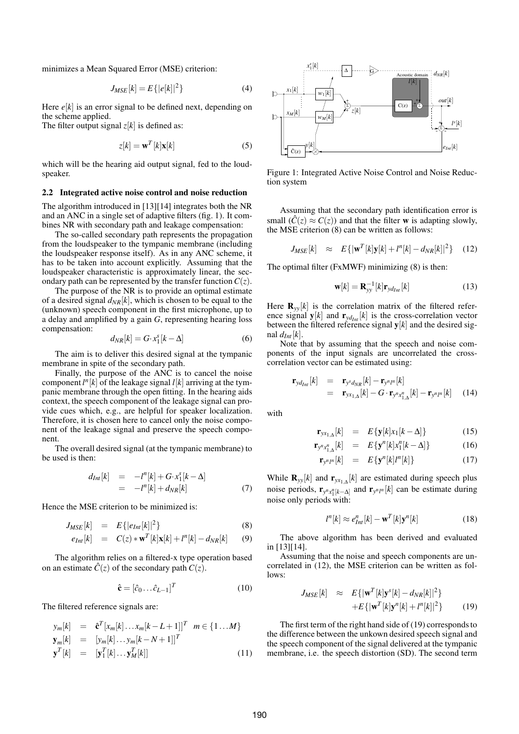minimizes a Mean Squared Error (MSE) criterion:

$$J_{MSE}[k] = E\{|e[k]|^2\} \tag{4}$$

Here $e[k]$ is an error signal to be defined next, depending on the scheme applied.
The filter output signal $z[k]$ is defined as:

$$z[k] = \mathbf{w}^T[k]\mathbf{x}[k] \tag{5}$$

which will be the hearing aid output signal, fed to the loudspeaker.

### 2.2 Integrated active noise control and noise reduction

The algorithm introduced in [13][14] integrates both the NR and an ANC in a single set of adaptive filters (fig. 1). It combines NR with secondary path and leakage compensation:

The so-called secondary path represents the propagation from the loudspeaker to the tympanic membrane (including the loudspeaker response itself). As in any ANC scheme, it has to be taken into account explicitly. Assuming that the loudspeaker characteristic is approximately linear, the secondary path can be represented by the transfer function $C(z)$.

The purpose of the NR is to provide an optimal estimate of a desired signal $d_{NR}[k]$, which is chosen to be equal to the (unknown) speech component in the first microphone, up to a delay and amplified by a gain $G$, representing hearing loss compensation:

$$d_{NR}[k] = G \cdot x_1^s[k-\Delta] \tag{6}$$

The aim is to deliver this desired signal at the tympanic membrane in spite of the secondary path.

Finally, the purpose of the ANC is to cancel the noise component $l^n[k]$ of the leakage signal $l[k]$ arriving at the tympanic membrane through the open fitting. In the hearing aids context, the speech component of the leakage signal can provide cues which, e.g., are helpful for speaker localization. Therefore, it is chosen here to cancel only the noise component of the leakage signal and preserve the speech component.

The overall desired signal (at the tympanic membrane) to be used is then:

$$\begin{aligned} d_{Int}[k] &= -l^n[k] + G \cdot x_1^s[k-\Delta] \\ &= -l^n[k] + d_{NR}[k] \end{aligned} \tag{7}$$

Hence the MSE criterion to be minimized is:

$$J_{MSE}[k] = E\{|e_{Int}[k]|^2\} \tag{8}$$

$$e_{Int}[k] = C(z) * \mathbf{w}^T[k]\mathbf{x}[k] + l^n[k] - d_{NR}[k] \tag{9}$$

The algorithm relies on a filtered-x type operation based on an estimate $\hat{C}(z)$ of the secondary path $C(z)$.

$$\hat{\mathbf{c}} = [\hat{c}_0 \dots \hat{c}_{L-1}]^T \tag{10}$$

The filtered reference signals are:

$$\begin{aligned} y_m[k] &= \hat{\mathbf{c}}^T[x_m[k] \dots x_m[k-L+1]]^T \quad m \in \{1 \dots M\} \\ \mathbf{y}_m[k] &= [y_m[k] \dots y_m[k-N+1]]^T \\ \mathbf{y}^T[k] &= [\mathbf{y}_1^T[k] \dots \mathbf{y}_M^T[k]] \end{aligned} \tag{11}$$

Figure 1: Integrated Active Noise Control and Noise Reduction system

Assuming that the secondary path identification error is small ($\hat{C}(z) \approx C(z)$) and that the filter $\mathbf{w}$ is adapting slowly, the MSE criterion (8) can be written as follows:

$$J_{MSE}[k] \approx E\{|\mathbf{w}^T[k]\mathbf{y}[k] + l^n[k] - d_{NR}[k]|^2\} \tag{12}$$

The optimal filter (FxMWF) minimizing (8) is then:

$$\mathbf{w}[k] = \mathbf{R}_{yy}^{-1}[k]\mathbf{r}_{yd_{Int}}[k] \tag{13}$$

Here $\mathbf{R}_{yy}[k]$ is the correlation matrix of the filtered reference signal $\mathbf{y}[k]$ and $\mathbf{r}_{yd_{Int}}[k]$ is the cross-correlation vector between the filtered reference signal $\mathbf{y}[k]$ and the desired signal $d_{Int}[k]$.

Note that by assuming that the speech and noise components of the input signals are uncorrelated the cross-correlation vector can be estimated using:

$$\begin{aligned} \mathbf{r}_{yd_{Int}}[k] &= \mathbf{r}_{y^s d_{NR}}[k] - \mathbf{r}_{y^n l^n}[k] \\ &= \mathbf{r}_{yx_{1,\Delta}}[k] - G \cdot \mathbf{r}_{y^n x^n_{1,\Delta}}[k] - \mathbf{r}_{y^n l^n}[k] \end{aligned} \tag{14}$$

with

$$\mathbf{r}_{yx_{1,\Delta}}[k] = E\{\mathbf{y}[k]x_1[k-\Delta]\} \tag{15}$$

$$\mathbf{r}_{y^n x^n_{1,\Delta}}[k] = E\{\mathbf{y}^n[k]x_1^n[k-\Delta]\} \tag{16}$$

$$\mathbf{r}_{y^n l^n}[k] = E\{\mathbf{y}^n[k]l^n[k]\} \tag{17}$$

While $\mathbf{R}_{yy}[k]$ and $\mathbf{r}_{yx_{1,\Delta}}[k]$ are estimated during speech plus noise periods, $\mathbf{r}_{y^n x_1^n[k-\Delta]}$ and $\mathbf{r}_{y^n l^n}[k]$ can be estimate during noise only periods with:

$$l^n[k] \approx e^n_{Int}[k] - \mathbf{w}^T[k]\mathbf{y}^n[k] \tag{18}$$

The above algorithm has been derived and evaluated in [13][14].

Assuming that the noise and speech components are uncorrelated in (12), the MSE criterion can be written as follows:

$$\begin{aligned} J_{MSE}[k] \approx\; & E\{|\mathbf{w}^T[k]\mathbf{y}^s[k] - d_{NR}[k]|^2\} \\ & + E\{|\mathbf{w}^T[k]\mathbf{y}^n[k] + l^n[k]|^2\} \end{aligned} \tag{19}$$

The first term of the right hand side of (19) corresponds to the difference between the unkown desired speech signal and the speech component of the signal delivered at the tympanic membrane, i.e. the speech distortion (SD). The second term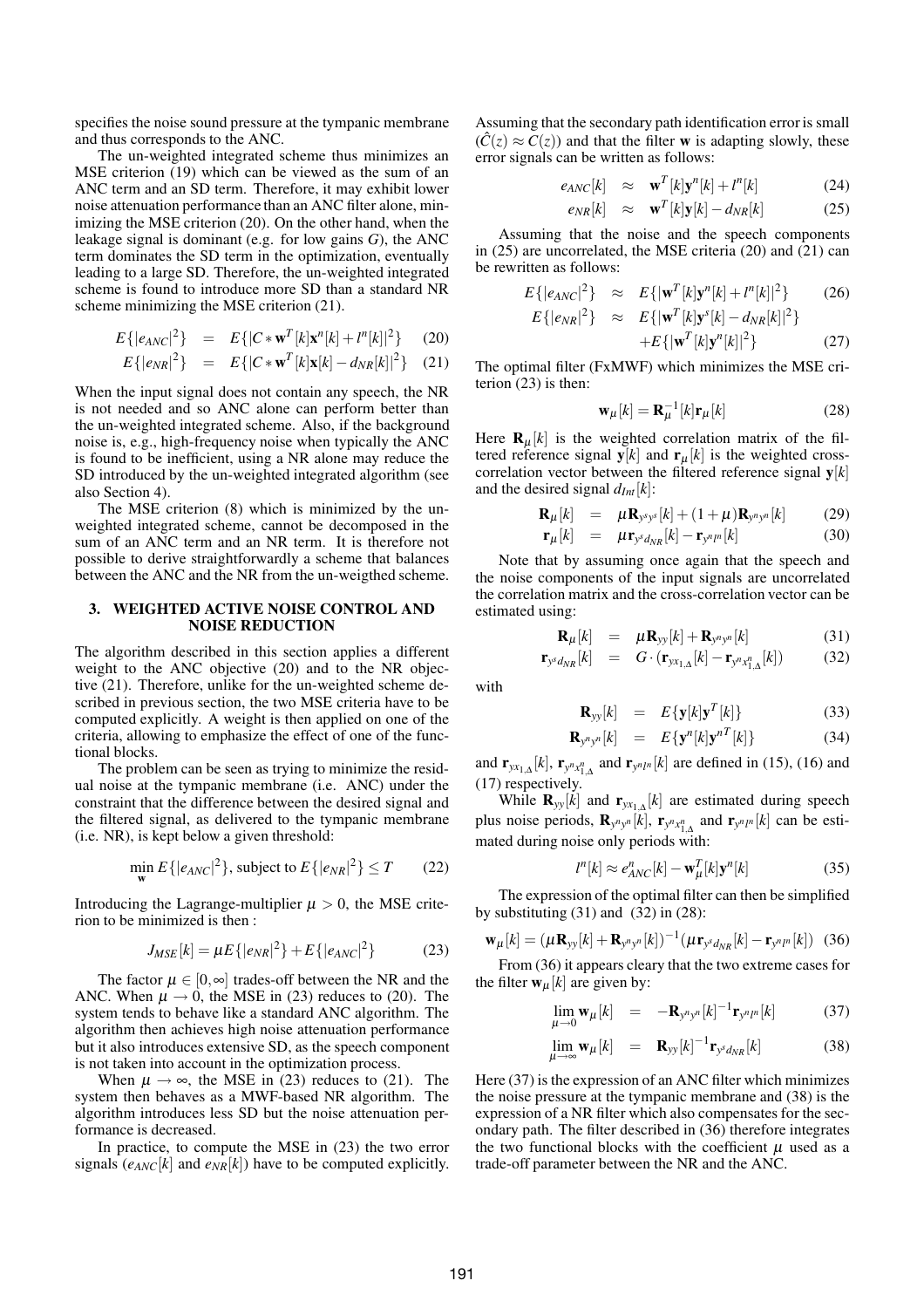specifies the noise sound pressure at the tympanic membrane and thus corresponds to the ANC.

The un-weighted integrated scheme thus minimizes an MSE criterion (19) which can be viewed as the sum of an ANC term and an SD term. Therefore, it may exhibit lower noise attenuation performance than an ANC filter alone, minimizing the MSE criterion (20). On the other hand, when the leakage signal is dominant (e.g. for low gains $G$), the ANC term dominates the SD term in the optimization, eventually leading to a large SD. Therefore, the un-weighted integrated scheme is found to introduce more SD than a standard NR scheme minimizing the MSE criterion (21).

$$E\{|e_{ANC}|^2\} = E\{|C * \mathbf{w}^T[k]\mathbf{x}^n[k] + l^n[k]|^2\} \quad (20)$$
$$E\{|e_{NR}|^2\} = E\{|C * \mathbf{w}^T[k]\mathbf{x}[k] - d_{NR}[k]|^2\} \quad (21)$$

When the input signal does not contain any speech, the NR is not needed and so ANC alone can perform better than the un-weighted integrated scheme. Also, if the background noise is, e.g., high-frequency noise when typically the ANC is found to be inefficient, using a NR alone may reduce the SD introduced by the un-weighted integrated algorithm (see also Section 4).

The MSE criterion (8) which is minimized by the un-weighted integrated scheme, cannot be decomposed in the sum of an ANC term and an NR term. It is therefore not possible to derive straightforwardly a scheme that balances between the ANC and the NR from the un-weigthed scheme.

## 3. WEIGHTED ACTIVE NOISE CONTROL AND NOISE REDUCTION

The algorithm described in this section applies a different weight to the ANC objective (20) and to the NR objective (21). Therefore, unlike for the un-weighted scheme described in previous section, the two MSE criteria have to be computed explicitly. A weight is then applied on one of the criteria, allowing to emphasize the effect of one of the functional blocks.

The problem can be seen as trying to minimize the residual noise at the tympanic membrane (i.e. ANC) under the constraint that the difference between the desired signal and the filtered signal, as delivered to the tympanic membrane (i.e. NR), is kept below a given threshold:

$$\min_{\mathbf{w}} E\{|e_{ANC}|^2\}, \text{ subject to } E\{|e_{NR}|^2\} \leq T \quad (22)$$

Introducing the Lagrange-multiplier $\mu > 0$, the MSE criterion to be minimized is then :

$$J_{MSE}[k] = \mu E\{|e_{NR}|^2\} + E\{|e_{ANC}|^2\} \quad (23)$$

The factor $\mu \in [0, \infty]$ trades-off between the NR and the ANC. When $\mu \to 0$, the MSE in (23) reduces to (20). The system tends to behave like a standard ANC algorithm. The algorithm then achieves high noise attenuation performance but it also introduces extensive SD, as the speech component is not taken into account in the optimization process.

When $\mu \to \infty$, the MSE in (23) reduces to (21). The system then behaves as a MWF-based NR algorithm. The algorithm introduces less SD but the noise attenuation performance is decreased.

In practice, to compute the MSE in (23) the two error signals ($e_{ANC}[k]$ and $e_{NR}[k]$) have to be computed explicitly. Assuming that the secondary path identification error is small ($\hat{C}(z) \approx C(z)$) and that the filter $\mathbf{w}$ is adapting slowly, these error signals can be written as follows:

$$e_{ANC}[k] \approx \mathbf{w}^T[k]\mathbf{y}^n[k] + l^n[k] \quad (24)$$
$$e_{NR}[k] \approx \mathbf{w}^T[k]\mathbf{y}[k] - d_{NR}[k] \quad (25)$$

Assuming that the noise and the speech components in (25) are uncorrelated, the MSE criteria (20) and (21) can be rewritten as follows:

$$E\{|e_{ANC}|^2\} \approx E\{|\mathbf{w}^T[k]\mathbf{y}^n[k] + l^n[k]|^2\} \quad (26)$$
$$E\{|e_{NR}|^2\} \approx E\{|\mathbf{w}^T[k]\mathbf{y}^s[k] - d_{NR}[k]|^2\} + E\{|\mathbf{w}^T[k]\mathbf{y}^n[k]|^2\} \quad (27)$$

The optimal filter (FxMWF) which minimizes the MSE criterion (23) is then:

$$\mathbf{w}_\mu[k] = \mathbf{R}_\mu^{-1}[k]\mathbf{r}_\mu[k] \quad (28)$$

Here $\mathbf{R}_\mu[k]$ is the weighted correlation matrix of the filtered reference signal $\mathbf{y}[k]$ and $\mathbf{r}_\mu[k]$ is the weighted cross-correlation vector between the filtered reference signal $\mathbf{y}[k]$ and the desired signal $d_{Int}[k]$:

$$\mathbf{R}_\mu[k] = \mu \mathbf{R}_{y^s y^s}[k] + (1+\mu)\mathbf{R}_{y^n y^n}[k] \quad (29)$$
$$\mathbf{r}_\mu[k] = \mu \mathbf{r}_{y^s d_{NR}}[k] - \mathbf{r}_{y^n l^n}[k] \quad (30)$$

Note that by assuming once again that the speech and the noise components of the input signals are uncorrelated the correlation matrix and the cross-correlation vector can be estimated using:

$$\mathbf{R}_\mu[k] = \mu \mathbf{R}_{yy}[k] + \mathbf{R}_{y^n y^n}[k] \quad (31)$$
$$\mathbf{r}_{y^s d_{NR}}[k] = G \cdot (\mathbf{r}_{yx_{1,\Delta}}[k] - \mathbf{r}_{y^n x^n_{1,\Delta}}[k]) \quad (32)$$

with

$$\mathbf{R}_{yy}[k] = E\{\mathbf{y}[k]\mathbf{y}^T[k]\} \quad (33)$$
$$\mathbf{R}_{y^n y^n}[k] = E\{\mathbf{y}^n[k]\mathbf{y}^{nT}[k]\} \quad (34)$$

and $\mathbf{r}_{yx_{1,\Delta}}[k]$, $\mathbf{r}_{y^n x^n_{1,\Delta}}$ and $\mathbf{r}_{y^n l^n}[k]$ are defined in (15), (16) and (17) respectively.

While $\mathbf{R}_{yy}[k]$ and $\mathbf{r}_{yx_{1,\Delta}}[k]$ are estimated during speech plus noise periods, $\mathbf{R}_{y^n y^n}[k]$, $\mathbf{r}_{y^n x^n_{1,\Delta}}$ and $\mathbf{r}_{y^n l^n}[k]$ can be estimated during noise only periods with:

$$l^n[k] \approx e^n_{ANC}[k] - \mathbf{w}^T_\mu[k]\mathbf{y}^n[k] \quad (35)$$

The expression of the optimal filter can then be simplified by substituting (31) and (32) in (28):

$$\mathbf{w}_\mu[k] = (\mu \mathbf{R}_{yy}[k] + \mathbf{R}_{y^n y^n}[k])^{-1}(\mu \mathbf{r}_{y^s d_{NR}}[k] - \mathbf{r}_{y^n l^n}[k]) \quad (36)$$

From (36) it appears cleary that the two extreme cases for the filter $\mathbf{w}_\mu[k]$ are given by:

$$\lim_{\mu \to 0} \mathbf{w}_\mu[k] = -\mathbf{R}_{y^n y^n}[k]^{-1}\mathbf{r}_{y^n l^n}[k] \quad (37)$$
$$\lim_{\mu \to \infty} \mathbf{w}_\mu[k] = \mathbf{R}_{yy}[k]^{-1}\mathbf{r}_{y^s d_{NR}}[k] \quad (38)$$

Here (37) is the expression of an ANC filter which minimizes the noise pressure at the tympanic membrane and (38) is the expression of a NR filter which also compensates for the secondary path. The filter described in (36) therefore integrates the two functional blocks with the coefficient $\mu$ used as a trade-off parameter between the NR and the ANC.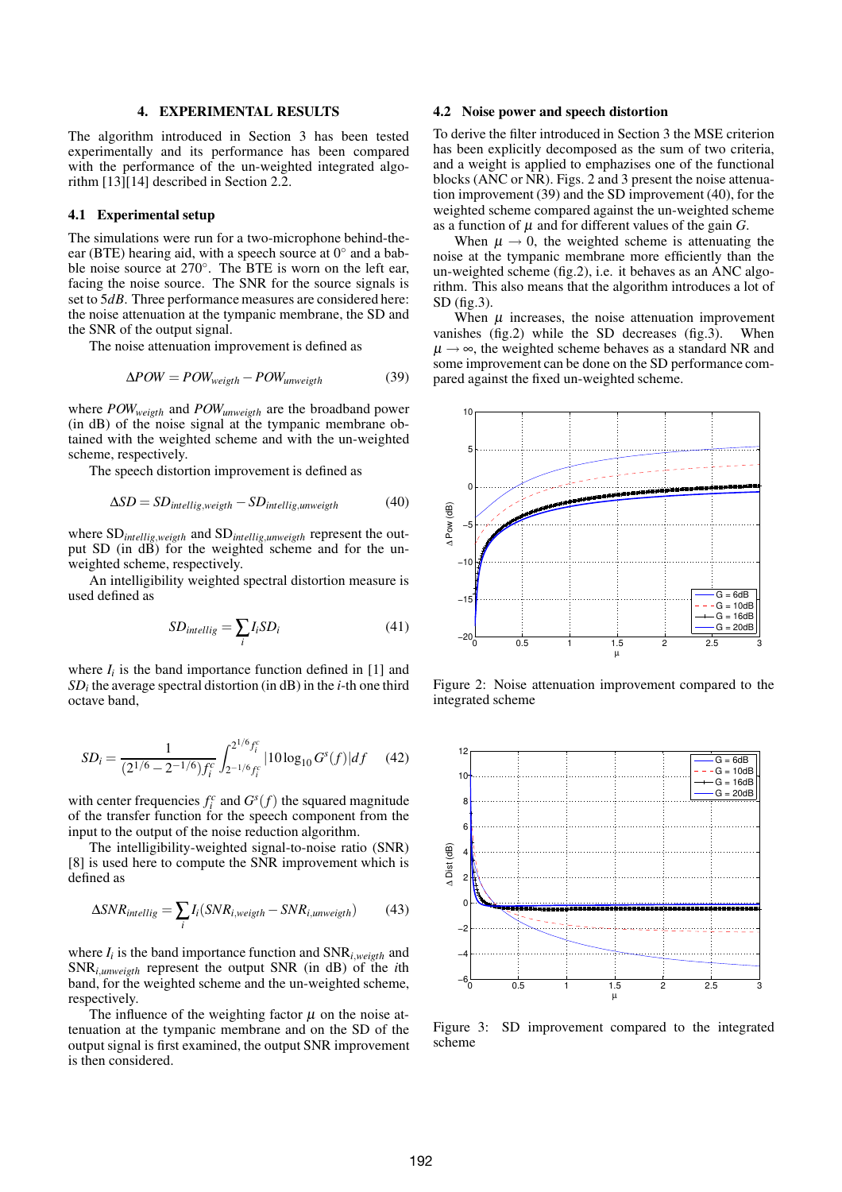## 4. EXPERIMENTAL RESULTS

The algorithm introduced in Section 3 has been tested experimentally and its performance has been compared with the performance of the un-weighted integrated algorithm [13][14] described in Section 2.2.

### 4.1 Experimental setup

The simulations were run for a two-microphone behind-the-ear (BTE) hearing aid, with a speech source at 0° and a babble noise source at 270°. The BTE is worn on the left ear, facing the noise source. The SNR for the source signals is set to $5dB$. Three performance measures are considered here: the noise attenuation at the tympanic membrane, the SD and the SNR of the output signal.

The noise attenuation improvement is defined as

$$\Delta POW = POW_{weigth} - POW_{unweigth} \tag{39}$$

where $POW_{weigth}$ and $POW_{unweigth}$ are the broadband power (in dB) of the noise signal at the tympanic membrane obtained with the weighted scheme and with the un-weighted scheme, respectively.

The speech distortion improvement is defined as

$$\Delta SD = SD_{intellig,weigth} - SD_{intellig,unweigth} \tag{40}$$

where $SD_{intellig,weigth}$ and $SD_{intellig,unweigth}$ represent the output SD (in dB) for the weighted scheme and for the un-weighted scheme, respectively.

An intelligibility weighted spectral distortion measure is used defined as

$$SD_{intellig} = \sum_i I_i SD_i \tag{41}$$

where $I_i$ is the band importance function defined in [1] and $SD_i$ the average spectral distortion (in dB) in the $i$-th one third octave band,

$$SD_i = \frac{1}{(2^{1/6} - 2^{-1/6}) f_i^c} \int_{2^{-1/6} f_i^c}^{2^{1/6} f_i^c} |10 \log_{10} G^s(f)| df \tag{42}$$

with center frequencies $f_i^c$ and $G^s(f)$ the squared magnitude of the transfer function for the speech component from the input to the output of the noise reduction algorithm.

The intelligibility-weighted signal-to-noise ratio (SNR) [8] is used here to compute the SNR improvement which is defined as

$$\Delta SNR_{intellig} = \sum_i I_i (SNR_{i,weigth} - SNR_{i,unweigth}) \tag{43}$$

where $I_i$ is the band importance function and $SNR_{i,weigth}$ and $SNR_{i,unweigth}$ represent the output SNR (in dB) of the $i$th band, for the weighted scheme and the un-weighted scheme, respectively.

The influence of the weighting factor $\mu$ on the noise attenuation at the tympanic membrane and on the SD of the output signal is first examined, the output SNR improvement is then considered.

### 4.2 Noise power and speech distortion

To derive the filter introduced in Section 3 the MSE criterion has been explicitly decomposed as the sum of two criteria, and a weight is applied to emphasizes one of the functional blocks (ANC or NR). Figs. 2 and 3 present the noise attenuation improvement (39) and the SD improvement (40), for the weighted scheme compared against the un-weighted scheme as a function of $\mu$ and for different values of the gain $G$.

When $\mu \to 0$, the weighted scheme is attenuating the noise at the tympanic membrane more efficiently than the un-weighted scheme (fig.2), i.e. it behaves as an ANC algorithm. This also means that the algorithm introduces a lot of SD (fig.3).

When $\mu$ increases, the noise attenuation improvement vanishes (fig.2) while the SD decreases (fig.3). When $\mu \to \infty$, the weighted scheme behaves as a standard NR and some improvement can be done on the SD performance compared against the fixed un-weighted scheme.

Figure 2: Noise attenuation improvement compared to the integrated scheme

Figure 3: SD improvement compared to the integrated scheme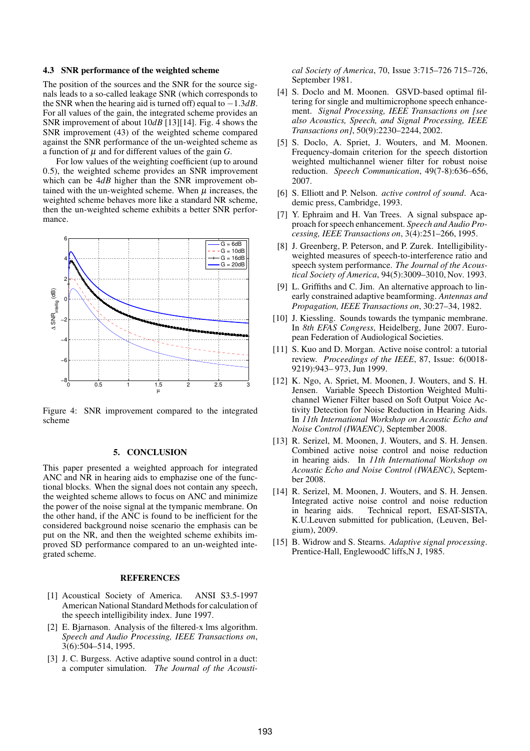### 4.3 SNR performance of the weighted scheme

The position of the sources and the SNR for the source signals leads to a so-called leakage SNR (which corresponds to the SNR when the hearing aid is turned off) equal to $-1.3dB$. For all values of the gain, the integrated scheme provides an SNR improvement of about $10dB$ [13][14]. Fig. 4 shows the SNR improvement (43) of the weighted scheme compared against the SNR performance of the un-weighted scheme as a function of $\mu$ and for different values of the gain $G$.

For low values of the weighting coefficient (up to around 0.5), the weighted scheme provides an SNR improvement which can be $4dB$ higher than the SNR improvement obtained with the un-weighted scheme. When $\mu$ increases, the weighted scheme behaves more like a standard NR scheme, then the un-weighted scheme exhibits a better SNR performance.

G = 6dB
G = 10dB
G = 16dB
G = 20dB
$\Delta$ SNR$_{intellig}$ (dB)
$\mu$
6
4
2
0
−2
−4
−6
−8
0
0.5
1
1.5
2
2.5
3

Figure 4: SNR improvement compared to the integrated scheme

## 5. CONCLUSION

This paper presented a weighted approach for integrated ANC and NR in hearing aids to emphazise one of the functional blocks. When the signal does not contain any speech, the weighted scheme allows to focus on ANC and minimize the power of the noise signal at the tympanic membrane. On the other hand, if the ANC is found to be inefficient for the considered background noise scenario the emphasis can be put on the NR, and then the weighted scheme exhibits improved SD performance compared to an un-weighted integrated scheme.

## REFERENCES

[1] Acoustical Society of America. ANSI S3.5-1997 American National Standard Methods for calculation of the speech intelligibility index. June 1997.

[2] E. Bjarnason. Analysis of the filtered-x lms algorithm. *Speech and Audio Processing, IEEE Transactions on*, 3(6):504–514, 1995.

[3] J. C. Burgess. Active adaptive sound control in a duct: a computer simulation. *The Journal of the Acoustical Society of America*, 70, Issue 3:715–726 715–726, September 1981.

[4] S. Doclo and M. Moonen. GSVD-based optimal filtering for single and multimicrophone speech enhancement. *Signal Processing, IEEE Transactions on [see also Acoustics, Speech, and Signal Processing, IEEE Transactions on]*, 50(9):2230–2244, 2002.

[5] S. Doclo, A. Spriet, J. Wouters, and M. Moonen. Frequency-domain criterion for the speech distortion weighted multichannel wiener filter for robust noise reduction. *Speech Communication*, 49(7-8):636–656, 2007.

[6] S. Elliott and P. Nelson. *active control of sound*. Academic press, Cambridge, 1993.

[7] Y. Ephraim and H. Van Trees. A signal subspace approach for speech enhancement. *Speech and Audio Processing, IEEE Transactions on*, 3(4):251–266, 1995.

[8] J. Greenberg, P. Peterson, and P. Zurek. Intelligibility-weighted measures of speech-to-interference ratio and speech system performance. *The Journal of the Acoustical Society of America*, 94(5):3009–3010, Nov. 1993.

[9] L. Griffiths and C. Jim. An alternative approach to linearly constrained adaptive beamforming. *Antennas and Propagation, IEEE Transactions on*, 30:27–34, 1982.

[10] J. Kiessling. Sounds towards the tympanic membrane. In *8th EFAS Congress*, Heidelberg, June 2007. European Federation of Audiological Societies.

[11] S. Kuo and D. Morgan. Active noise control: a tutorial review. *Proceedings of the IEEE*, 87, Issue: 6(0018-9219):943– 973, Jun 1999.

[12] K. Ngo, A. Spriet, M. Moonen, J. Wouters, and S. H. Jensen. Variable Speech Distortion Weighted Multichannel Wiener Filter based on Soft Output Voice Activity Detection for Noise Reduction in Hearing Aids. In *11th International Workshop on Acoustic Echo and Noise Control (IWAENC)*, September 2008.

[13] R. Serizel, M. Moonen, J. Wouters, and S. H. Jensen. Combined active noise control and noise reduction in hearing aids. In *11th International Workshop on Acoustic Echo and Noise Control (IWAENC)*, September 2008.

[14] R. Serizel, M. Moonen, J. Wouters, and S. H. Jensen. Integrated active noise control and noise reduction in hearing aids. Technical report, ESAT-SISTA, K.U.Leuven submitted for publication, (Leuven, Belgium), 2009.

[15] B. Widrow and S. Stearns. *Adaptive signal processing*. Prentice-Hall, EnglewoodC liffs,N J, 1985.